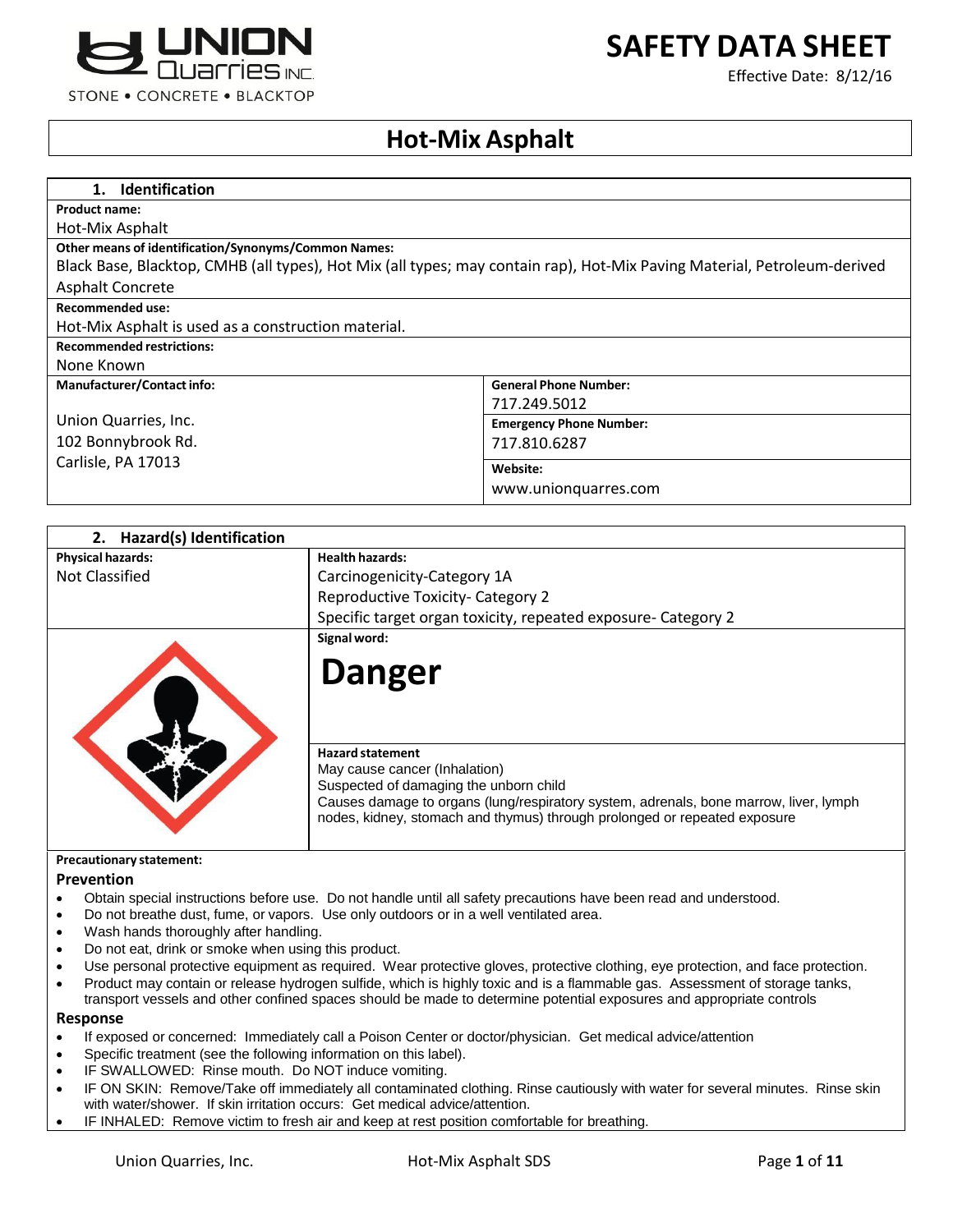UNION Quarries INC.
STONE • CONCRETE • BLACKTOP

# SAFETY DATA SHEET

Effective Date: 8/12/16

# Hot-Mix Asphalt

## 1. Identification

**Product name:**
Hot-Mix Asphalt

**Other means of identification/Synonyms/Common Names:**
Black Base, Blacktop, CMHB (all types), Hot Mix (all types; may contain rap), Hot-Mix Paving Material, Petroleum-derived Asphalt Concrete

**Recommended use:**
Hot-Mix Asphalt is used as a construction material.

**Recommended restrictions:**
None Known

| Manufacturer/Contact info: | |
|---|---|
| Union Quarries, Inc.<br>102 Bonnybrook Rd.<br>Carlisle, PA 17013 | **General Phone Number:** 717.249.5012<br>**Emergency Phone Number:** 717.810.6287<br>**Website:** www.unionquarres.com |

## 2. Hazard(s) Identification

| Physical hazards: | Health hazards: |
|---|---|
| Not Classified | Carcinogenicity-Category 1A<br>Reproductive Toxicity- Category 2<br>Specific target organ toxicity, repeated exposure- Category 2 |

**Signal word:**

**Danger**

**Hazard statement**
May cause cancer (Inhalation)
Suspected of damaging the unborn child
Causes damage to organs (lung/respiratory system, adrenals, bone marrow, liver, lymph nodes, kidney, stomach and thymus) through prolonged or repeated exposure

**Precautionary statement:**

### Prevention

- Obtain special instructions before use. Do not handle until all safety precautions have been read and understood.
- Do not breathe dust, fume, or vapors. Use only outdoors or in a well ventilated area.
- Wash hands thoroughly after handling.
- Do not eat, drink or smoke when using this product.
- Use personal protective equipment as required. Wear protective gloves, protective clothing, eye protection, and face protection.
- Product may contain or release hydrogen sulfide, which is highly toxic and is a flammable gas. Assessment of storage tanks, transport vessels and other confined spaces should be made to determine potential exposures and appropriate controls

### Response

- If exposed or concerned: Immediately call a Poison Center or doctor/physician. Get medical advice/attention
- Specific treatment (see the following information on this label).
- IF SWALLOWED: Rinse mouth. Do NOT induce vomiting.
- IF ON SKIN: Remove/Take off immediately all contaminated clothing. Rinse cautiously with water for several minutes. Rinse skin with water/shower. If skin irritation occurs: Get medical advice/attention.
- IF INHALED: Remove victim to fresh air and keep at rest position comfortable for breathing.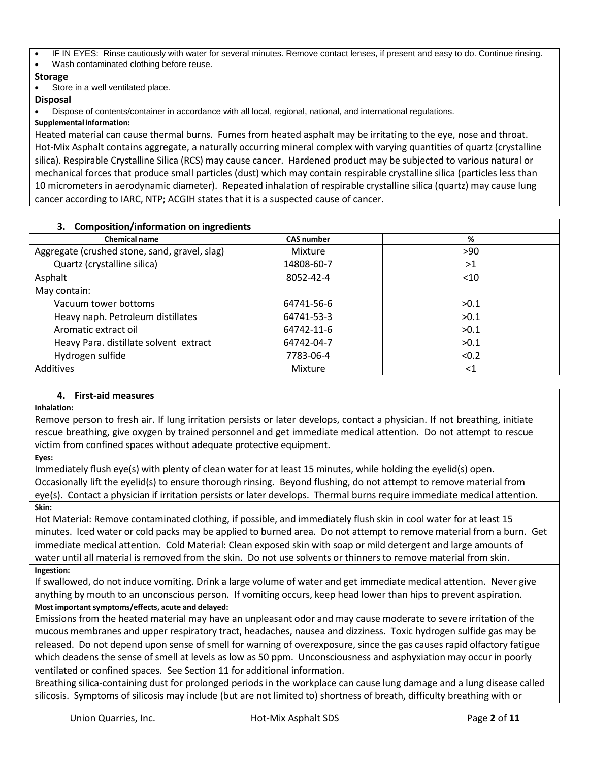- IF IN EYES: Rinse cautiously with water for several minutes. Remove contact lenses, if present and easy to do. Continue rinsing.
- Wash contaminated clothing before reuse.

**Storage**

- Store in a well ventilated place.

**Disposal**

- Dispose of contents/container in accordance with all local, regional, national, and international regulations.

**Supplemental information:**

Heated material can cause thermal burns. Fumes from heated asphalt may be irritating to the eye, nose and throat. Hot-Mix Asphalt contains aggregate, a naturally occurring mineral complex with varying quantities of quartz (crystalline silica). Respirable Crystalline Silica (RCS) may cause cancer. Hardened product may be subjected to various natural or mechanical forces that produce small particles (dust) which may contain respirable crystalline silica (particles less than 10 micrometers in aerodynamic diameter). Repeated inhalation of respirable crystalline silica (quartz) may cause lung cancer according to IARC, NTP; ACGIH states that it is a suspected cause of cancer.

## 3. Composition/information on ingredients

| Chemical name | CAS number | % |
|---|---|---|
| Aggregate (crushed stone, sand, gravel, slag) | Mixture | >90 |
| Quartz (crystalline silica) | 14808-60-7 | >1 |
| Asphalt | 8052-42-4 | <10 |
| May contain: | | |
| Vacuum tower bottoms | 64741-56-6 | >0.1 |
| Heavy naph. Petroleum distillates | 64741-53-3 | >0.1 |
| Aromatic extract oil | 64742-11-6 | >0.1 |
| Heavy Para. distillate solvent extract | 64742-04-7 | >0.1 |
| Hydrogen sulfide | 7783-06-4 | <0.2 |
| Additives | Mixture | <1 |

## 4. First-aid measures

**Inhalation:**

Remove person to fresh air. If lung irritation persists or later develops, contact a physician. If not breathing, initiate rescue breathing, give oxygen by trained personnel and get immediate medical attention. Do not attempt to rescue victim from confined spaces without adequate protective equipment.

**Eyes:**

Immediately flush eye(s) with plenty of clean water for at least 15 minutes, while holding the eyelid(s) open. Occasionally lift the eyelid(s) to ensure thorough rinsing. Beyond flushing, do not attempt to remove material from eye(s). Contact a physician if irritation persists or later develops. Thermal burns require immediate medical attention.

**Skin:**

Hot Material: Remove contaminated clothing, if possible, and immediately flush skin in cool water for at least 15 minutes. Iced water or cold packs may be applied to burned area. Do not attempt to remove material from a burn. Get immediate medical attention. Cold Material: Clean exposed skin with soap or mild detergent and large amounts of water until all material is removed from the skin. Do not use solvents or thinners to remove material from skin.

**Ingestion:**

If swallowed, do not induce vomiting. Drink a large volume of water and get immediate medical attention. Never give anything by mouth to an unconscious person. If vomiting occurs, keep head lower than hips to prevent aspiration.

**Most important symptoms/effects, acute and delayed:**

Emissions from the heated material may have an unpleasant odor and may cause moderate to severe irritation of the mucous membranes and upper respiratory tract, headaches, nausea and dizziness. Toxic hydrogen sulfide gas may be released. Do not depend upon sense of smell for warning of overexposure, since the gas causes rapid olfactory fatigue which deadens the sense of smell at levels as low as 50 ppm. Unconsciousness and asphyxiation may occur in poorly ventilated or confined spaces. See Section 11 for additional information.

Breathing silica-containing dust for prolonged periods in the workplace can cause lung damage and a lung disease called silicosis. Symptoms of silicosis may include (but are not limited to) shortness of breath, difficulty breathing with or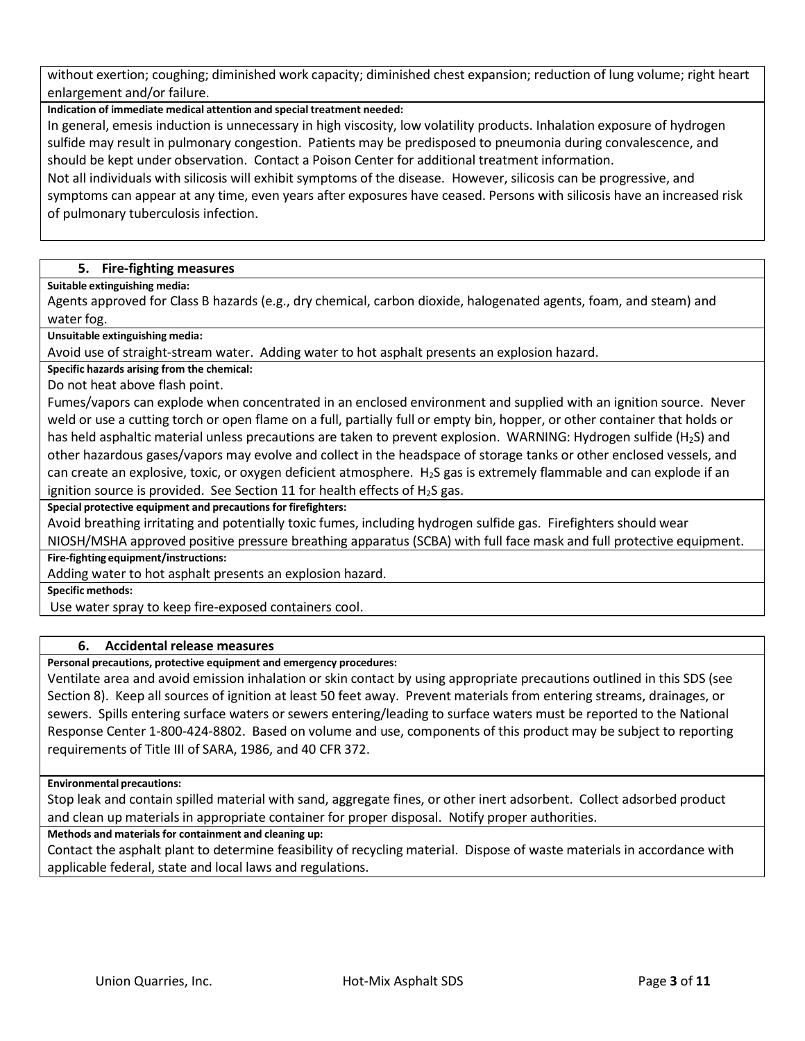without exertion; coughing; diminished work capacity; diminished chest expansion; reduction of lung volume; right heart enlargement and/or failure.

**Indication of immediate medical attention and special treatment needed:**

In general, emesis induction is unnecessary in high viscosity, low volatility products. Inhalation exposure of hydrogen sulfide may result in pulmonary congestion. Patients may be predisposed to pneumonia during convalescence, and should be kept under observation. Contact a Poison Center for additional treatment information.

Not all individuals with silicosis will exhibit symptoms of the disease. However, silicosis can be progressive, and symptoms can appear at any time, even years after exposures have ceased. Persons with silicosis have an increased risk of pulmonary tuberculosis infection.

## 5. Fire-fighting measures

**Suitable extinguishing media:**

Agents approved for Class B hazards (e.g., dry chemical, carbon dioxide, halogenated agents, foam, and steam) and water fog.

**Unsuitable extinguishing media:**

Avoid use of straight-stream water. Adding water to hot asphalt presents an explosion hazard.

**Specific hazards arising from the chemical:**

Do not heat above flash point.

Fumes/vapors can explode when concentrated in an enclosed environment and supplied with an ignition source. Never weld or use a cutting torch or open flame on a full, partially full or empty bin, hopper, or other container that holds or has held asphaltic material unless precautions are taken to prevent explosion. WARNING: Hydrogen sulfide ($H_2S$) and other hazardous gases/vapors may evolve and collect in the headspace of storage tanks or other enclosed vessels, and can create an explosive, toxic, or oxygen deficient atmosphere. $H_2S$ gas is extremely flammable and can explode if an ignition source is provided. See Section 11 for health effects of $H_2S$ gas.

**Special protective equipment and precautions for firefighters:**

Avoid breathing irritating and potentially toxic fumes, including hydrogen sulfide gas. Firefighters should wear NIOSH/MSHA approved positive pressure breathing apparatus (SCBA) with full face mask and full protective equipment.

**Fire-fighting equipment/instructions:**

Adding water to hot asphalt presents an explosion hazard.

**Specific methods:**

Use water spray to keep fire-exposed containers cool.

## 6. Accidental release measures

**Personal precautions, protective equipment and emergency procedures:**

Ventilate area and avoid emission inhalation or skin contact by using appropriate precautions outlined in this SDS (see Section 8). Keep all sources of ignition at least 50 feet away. Prevent materials from entering streams, drainages, or sewers. Spills entering surface waters or sewers entering/leading to surface waters must be reported to the National Response Center 1-800-424-8802. Based on volume and use, components of this product may be subject to reporting requirements of Title III of SARA, 1986, and 40 CFR 372.

**Environmental precautions:**

Stop leak and contain spilled material with sand, aggregate fines, or other inert adsorbent. Collect adsorbed product and clean up materials in appropriate container for proper disposal. Notify proper authorities.

**Methods and materials for containment and cleaning up:**

Contact the asphalt plant to determine feasibility of recycling material. Dispose of waste materials in accordance with applicable federal, state and local laws and regulations.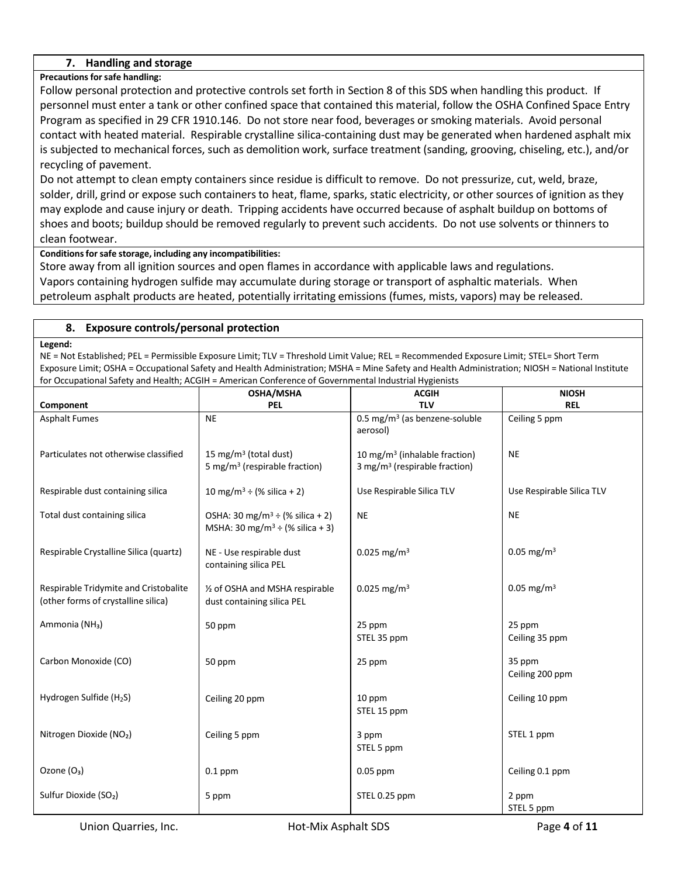## 7. Handling and storage

**Precautions for safe handling:**

Follow personal protection and protective controls set forth in Section 8 of this SDS when handling this product. If personnel must enter a tank or other confined space that contained this material, follow the OSHA Confined Space Entry Program as specified in 29 CFR 1910.146. Do not store near food, beverages or smoking materials. Avoid personal contact with heated material. Respirable crystalline silica-containing dust may be generated when hardened asphalt mix is subjected to mechanical forces, such as demolition work, surface treatment (sanding, grooving, chiseling, etc.), and/or recycling of pavement.

Do not attempt to clean empty containers since residue is difficult to remove. Do not pressurize, cut, weld, braze, solder, drill, grind or expose such containers to heat, flame, sparks, static electricity, or other sources of ignition as they may explode and cause injury or death. Tripping accidents have occurred because of asphalt buildup on bottoms of shoes and boots; buildup should be removed regularly to prevent such accidents. Do not use solvents or thinners to clean footwear.

**Conditions for safe storage, including any incompatibilities:**

Store away from all ignition sources and open flames in accordance with applicable laws and regulations. Vapors containing hydrogen sulfide may accumulate during storage or transport of asphaltic materials. When petroleum asphalt products are heated, potentially irritating emissions (fumes, mists, vapors) may be released.

## 8. Exposure controls/personal protection

**Legend:**

NE = Not Established; PEL = Permissible Exposure Limit; TLV = Threshold Limit Value; REL = Recommended Exposure Limit; STEL= Short Term Exposure Limit; OSHA = Occupational Safety and Health Administration; MSHA = Mine Safety and Health Administration; NIOSH = National Institute for Occupational Safety and Health; ACGIH = American Conference of Governmental Industrial Hygienists

| Component | OSHA/MSHA PEL | ACGIH TLV | NIOSH REL |
|---|---|---|---|
| Asphalt Fumes | NE | 0.5 mg/m$^3$ (as benzene-soluble aerosol) | Ceiling 5 ppm |
| Particulates not otherwise classified | 15 mg/m$^3$ (total dust)<br>5 mg/m$^3$ (respirable fraction) | 10 mg/m$^3$ (inhalable fraction)<br>3 mg/m$^3$ (respirable fraction) | NE |
| Respirable dust containing silica | 10 mg/m$^3$ ÷ (% silica + 2) | Use Respirable Silica TLV | Use Respirable Silica TLV |
| Total dust containing silica | OSHA: 30 mg/m$^3$ ÷ (% silica + 2)<br>MSHA: 30 mg/m$^3$ ÷ (% silica + 3) | NE | NE |
| Respirable Crystalline Silica (quartz) | NE - Use respirable dust containing silica PEL | 0.025 mg/m$^3$ | 0.05 mg/m$^3$ |
| Respirable Tridymite and Cristobalite (other forms of crystalline silica) | ½ of OSHA and MSHA respirable dust containing silica PEL | 0.025 mg/m$^3$ | 0.05 mg/m$^3$ |
| Ammonia ($NH_3$) | 50 ppm | 25 ppm<br>STEL 35 ppm | 25 ppm<br>Ceiling 35 ppm |
| Carbon Monoxide (CO) | 50 ppm | 25 ppm | 35 ppm<br>Ceiling 200 ppm |
| Hydrogen Sulfide ($H_2S$) | Ceiling 20 ppm | 10 ppm<br>STEL 15 ppm | Ceiling 10 ppm |
| Nitrogen Dioxide ($NO_2$) | Ceiling 5 ppm | 3 ppm<br>STEL 5 ppm | STEL 1 ppm |
| Ozone ($O_3$) | 0.1 ppm | 0.05 ppm | Ceiling 0.1 ppm |
| Sulfur Dioxide ($SO_2$) | 5 ppm | STEL 0.25 ppm | 2 ppm<br>STEL 5 ppm |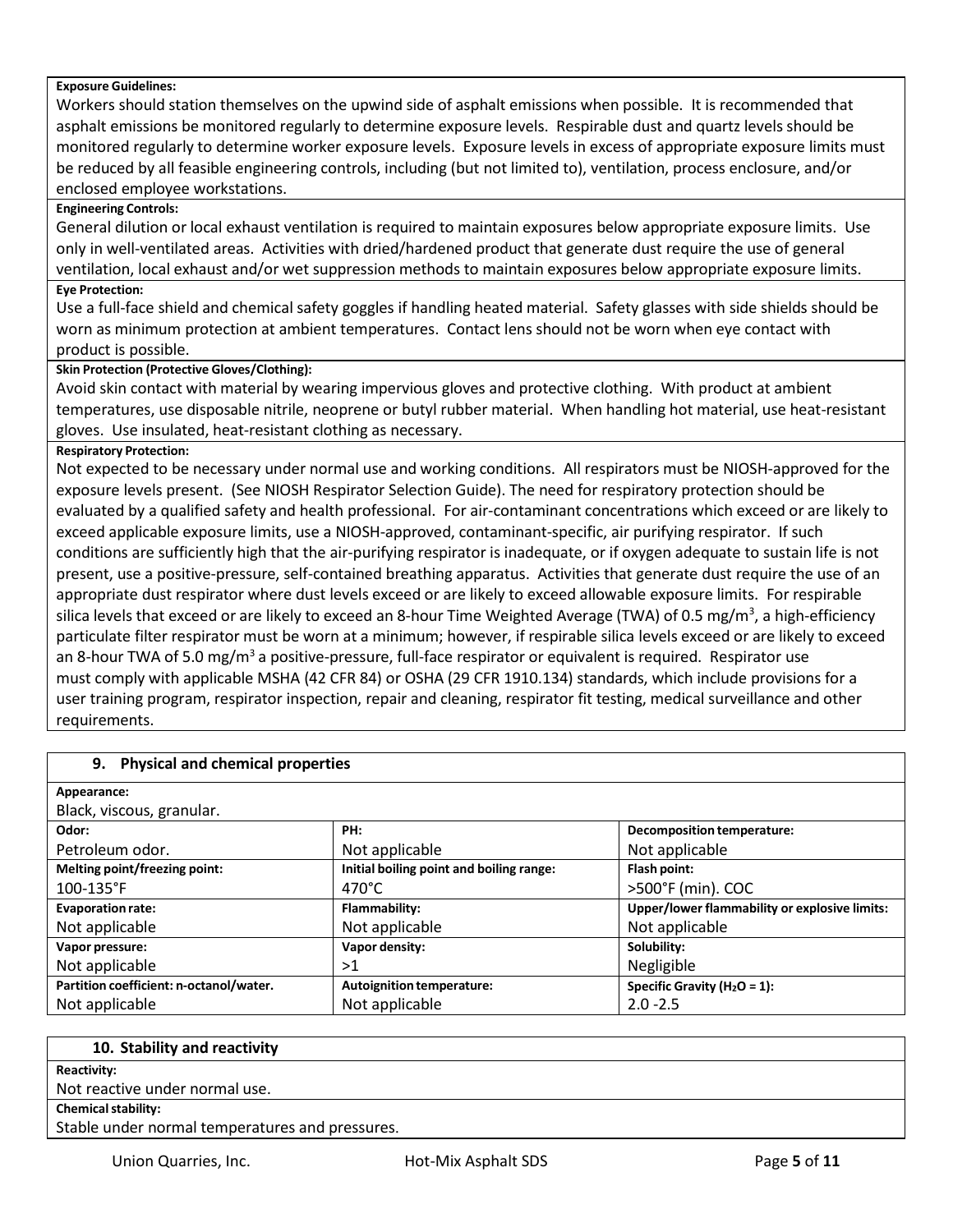**Exposure Guidelines:**

Workers should station themselves on the upwind side of asphalt emissions when possible. It is recommended that asphalt emissions be monitored regularly to determine exposure levels. Respirable dust and quartz levels should be monitored regularly to determine worker exposure levels. Exposure levels in excess of appropriate exposure limits must be reduced by all feasible engineering controls, including (but not limited to), ventilation, process enclosure, and/or enclosed employee workstations.

**Engineering Controls:**

General dilution or local exhaust ventilation is required to maintain exposures below appropriate exposure limits. Use only in well-ventilated areas. Activities with dried/hardened product that generate dust require the use of general ventilation, local exhaust and/or wet suppression methods to maintain exposures below appropriate exposure limits.

**Eye Protection:**

Use a full-face shield and chemical safety goggles if handling heated material. Safety glasses with side shields should be worn as minimum protection at ambient temperatures. Contact lens should not be worn when eye contact with product is possible.

**Skin Protection (Protective Gloves/Clothing):**

Avoid skin contact with material by wearing impervious gloves and protective clothing. With product at ambient temperatures, use disposable nitrile, neoprene or butyl rubber material. When handling hot material, use heat-resistant gloves. Use insulated, heat-resistant clothing as necessary.

**Respiratory Protection:**

Not expected to be necessary under normal use and working conditions. All respirators must be NIOSH-approved for the exposure levels present. (See NIOSH Respirator Selection Guide). The need for respiratory protection should be evaluated by a qualified safety and health professional. For air-contaminant concentrations which exceed or are likely to exceed applicable exposure limits, use a NIOSH-approved, contaminant-specific, air purifying respirator. If such conditions are sufficiently high that the air-purifying respirator is inadequate, or if oxygen adequate to sustain life is not present, use a positive-pressure, self-contained breathing apparatus. Activities that generate dust require the use of an appropriate dust respirator where dust levels exceed or are likely to exceed allowable exposure limits. For respirable silica levels that exceed or are likely to exceed an 8-hour Time Weighted Average (TWA) of 0.5 mg/m$^3$, a high-efficiency particulate filter respirator must be worn at a minimum; however, if respirable silica levels exceed or are likely to exceed an 8-hour TWA of 5.0 mg/m$^3$ a positive-pressure, full-face respirator or equivalent is required. Respirator use must comply with applicable MSHA (42 CFR 84) or OSHA (29 CFR 1910.134) standards, which include provisions for a user training program, respirator inspection, repair and cleaning, respirator fit testing, medical surveillance and other requirements.

## 9. Physical and chemical properties

**Appearance:**
Black, viscous, granular.

| **Odor:** | **PH:** | **Decomposition temperature:** |
|---|---|---|
| Petroleum odor. | Not applicable | Not applicable |
| **Melting point/freezing point:** | **Initial boiling point and boiling range:** | **Flash point:** |
| 100-135°F | 470°C | >500°F (min). COC |
| **Evaporation rate:** | **Flammability:** | **Upper/lower flammability or explosive limits:** |
| Not applicable | Not applicable | Not applicable |
| **Vapor pressure:** | **Vapor density:** | **Solubility:** |
| Not applicable | >1 | Negligible |
| **Partition coefficient: n-octanol/water.** | **Autoignition temperature:** | **Specific Gravity ($H_2O$ = 1):** |
| Not applicable | Not applicable | 2.0 -2.5 |

## 10. Stability and reactivity

**Reactivity:**
Not reactive under normal use.

**Chemical stability:**
Stable under normal temperatures and pressures.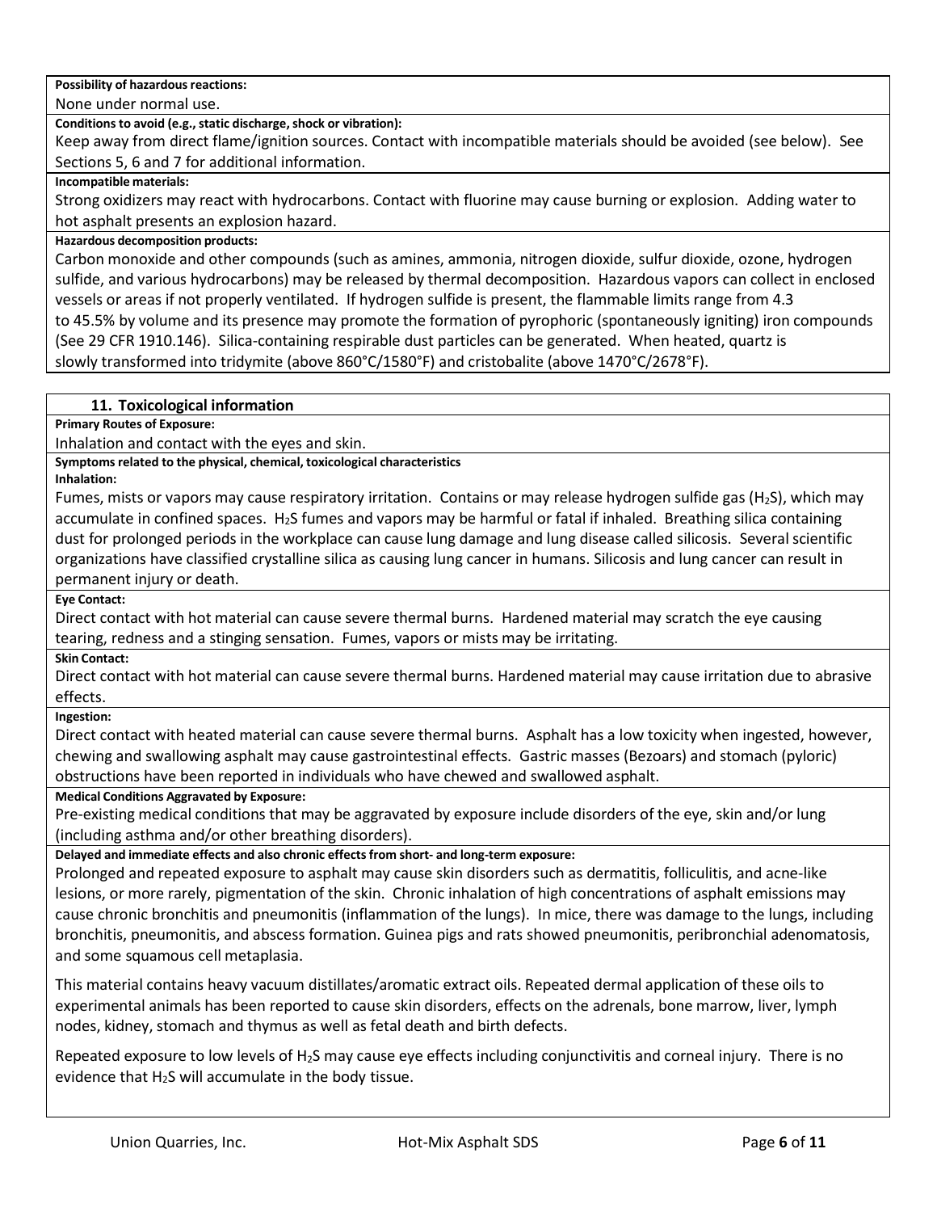**Possibility of hazardous reactions:**

None under normal use.

**Conditions to avoid (e.g., static discharge, shock or vibration):**

Keep away from direct flame/ignition sources. Contact with incompatible materials should be avoided (see below). See Sections 5, 6 and 7 for additional information.

**Incompatible materials:**

Strong oxidizers may react with hydrocarbons. Contact with fluorine may cause burning or explosion. Adding water to hot asphalt presents an explosion hazard.

**Hazardous decomposition products:**

Carbon monoxide and other compounds (such as amines, ammonia, nitrogen dioxide, sulfur dioxide, ozone, hydrogen sulfide, and various hydrocarbons) may be released by thermal decomposition. Hazardous vapors can collect in enclosed vessels or areas if not properly ventilated. If hydrogen sulfide is present, the flammable limits range from 4.3 to 45.5% by volume and its presence may promote the formation of pyrophoric (spontaneously igniting) iron compounds (See 29 CFR 1910.146). Silica-containing respirable dust particles can be generated. When heated, quartz is slowly transformed into tridymite (above 860°C/1580°F) and cristobalite (above 1470°C/2678°F).

## 11. Toxicological information

**Primary Routes of Exposure:**

Inhalation and contact with the eyes and skin.

**Symptoms related to the physical, chemical, toxicological characteristics**

**Inhalation:**

Fumes, mists or vapors may cause respiratory irritation. Contains or may release hydrogen sulfide gas ($H_2S$), which may accumulate in confined spaces. $H_2S$ fumes and vapors may be harmful or fatal if inhaled. Breathing silica containing dust for prolonged periods in the workplace can cause lung damage and lung disease called silicosis. Several scientific organizations have classified crystalline silica as causing lung cancer in humans. Silicosis and lung cancer can result in permanent injury or death.

**Eye Contact:**

Direct contact with hot material can cause severe thermal burns. Hardened material may scratch the eye causing tearing, redness and a stinging sensation. Fumes, vapors or mists may be irritating.

**Skin Contact:**

Direct contact with hot material can cause severe thermal burns. Hardened material may cause irritation due to abrasive effects.

**Ingestion:**

Direct contact with heated material can cause severe thermal burns. Asphalt has a low toxicity when ingested, however, chewing and swallowing asphalt may cause gastrointestinal effects. Gastric masses (Bezoars) and stomach (pyloric) obstructions have been reported in individuals who have chewed and swallowed asphalt.

**Medical Conditions Aggravated by Exposure:**

Pre-existing medical conditions that may be aggravated by exposure include disorders of the eye, skin and/or lung (including asthma and/or other breathing disorders).

**Delayed and immediate effects and also chronic effects from short- and long-term exposure:**

Prolonged and repeated exposure to asphalt may cause skin disorders such as dermatitis, folliculitis, and acne-like lesions, or more rarely, pigmentation of the skin. Chronic inhalation of high concentrations of asphalt emissions may cause chronic bronchitis and pneumonitis (inflammation of the lungs). In mice, there was damage to the lungs, including bronchitis, pneumonitis, and abscess formation. Guinea pigs and rats showed pneumonitis, peribronchial adenomatosis, and some squamous cell metaplasia.

This material contains heavy vacuum distillates/aromatic extract oils. Repeated dermal application of these oils to experimental animals has been reported to cause skin disorders, effects on the adrenals, bone marrow, liver, lymph nodes, kidney, stomach and thymus as well as fetal death and birth defects.

Repeated exposure to low levels of $H_2S$ may cause eye effects including conjunctivitis and corneal injury. There is no evidence that $H_2S$ will accumulate in the body tissue.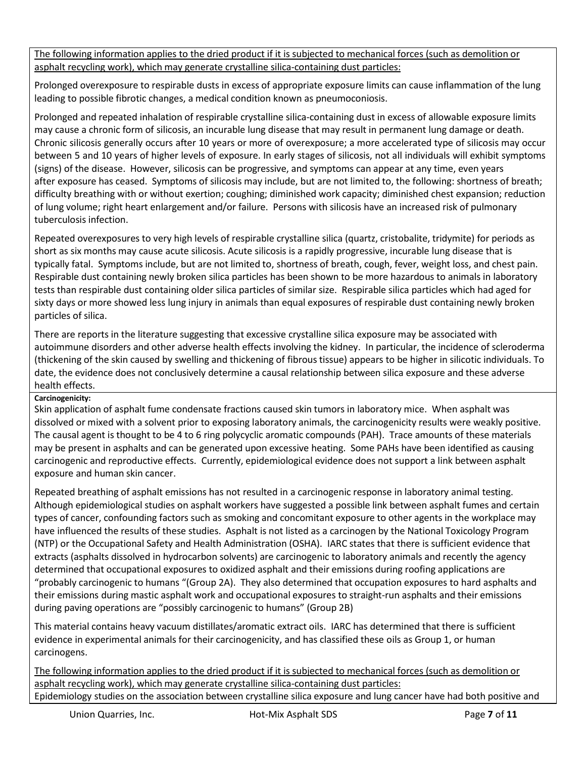The following information applies to the dried product if it is subjected to mechanical forces (such as demolition or asphalt recycling work), which may generate crystalline silica-containing dust particles:

Prolonged overexposure to respirable dusts in excess of appropriate exposure limits can cause inflammation of the lung leading to possible fibrotic changes, a medical condition known as pneumoconiosis.

Prolonged and repeated inhalation of respirable crystalline silica-containing dust in excess of allowable exposure limits may cause a chronic form of silicosis, an incurable lung disease that may result in permanent lung damage or death. Chronic silicosis generally occurs after 10 years or more of overexposure; a more accelerated type of silicosis may occur between 5 and 10 years of higher levels of exposure. In early stages of silicosis, not all individuals will exhibit symptoms (signs) of the disease. However, silicosis can be progressive, and symptoms can appear at any time, even years after exposure has ceased. Symptoms of silicosis may include, but are not limited to, the following: shortness of breath; difficulty breathing with or without exertion; coughing; diminished work capacity; diminished chest expansion; reduction of lung volume; right heart enlargement and/or failure. Persons with silicosis have an increased risk of pulmonary tuberculosis infection.

Repeated overexposures to very high levels of respirable crystalline silica (quartz, cristobalite, tridymite) for periods as short as six months may cause acute silicosis. Acute silicosis is a rapidly progressive, incurable lung disease that is typically fatal. Symptoms include, but are not limited to, shortness of breath, cough, fever, weight loss, and chest pain. Respirable dust containing newly broken silica particles has been shown to be more hazardous to animals in laboratory tests than respirable dust containing older silica particles of similar size. Respirable silica particles which had aged for sixty days or more showed less lung injury in animals than equal exposures of respirable dust containing newly broken particles of silica.

There are reports in the literature suggesting that excessive crystalline silica exposure may be associated with autoimmune disorders and other adverse health effects involving the kidney. In particular, the incidence of scleroderma (thickening of the skin caused by swelling and thickening of fibrous tissue) appears to be higher in silicotic individuals. To date, the evidence does not conclusively determine a causal relationship between silica exposure and these adverse health effects.

**Carcinogenicity:**

Skin application of asphalt fume condensate fractions caused skin tumors in laboratory mice. When asphalt was dissolved or mixed with a solvent prior to exposing laboratory animals, the carcinogenicity results were weakly positive. The causal agent is thought to be 4 to 6 ring polycyclic aromatic compounds (PAH). Trace amounts of these materials may be present in asphalts and can be generated upon excessive heating. Some PAHs have been identified as causing carcinogenic and reproductive effects. Currently, epidemiological evidence does not support a link between asphalt exposure and human skin cancer.

Repeated breathing of asphalt emissions has not resulted in a carcinogenic response in laboratory animal testing. Although epidemiological studies on asphalt workers have suggested a possible link between asphalt fumes and certain types of cancer, confounding factors such as smoking and concomitant exposure to other agents in the workplace may have influenced the results of these studies. Asphalt is not listed as a carcinogen by the National Toxicology Program (NTP) or the Occupational Safety and Health Administration (OSHA). IARC states that there is sufficient evidence that extracts (asphalts dissolved in hydrocarbon solvents) are carcinogenic to laboratory animals and recently the agency determined that occupational exposures to oxidized asphalt and their emissions during roofing applications are "probably carcinogenic to humans "(Group 2A). They also determined that occupation exposures to hard asphalts and their emissions during mastic asphalt work and occupational exposures to straight-run asphalts and their emissions during paving operations are "possibly carcinogenic to humans" (Group 2B)

This material contains heavy vacuum distillates/aromatic extract oils. IARC has determined that there is sufficient evidence in experimental animals for their carcinogenicity, and has classified these oils as Group 1, or human carcinogens.

The following information applies to the dried product if it is subjected to mechanical forces (such as demolition or asphalt recycling work), which may generate crystalline silica-containing dust particles:

Epidemiology studies on the association between crystalline silica exposure and lung cancer have had both positive and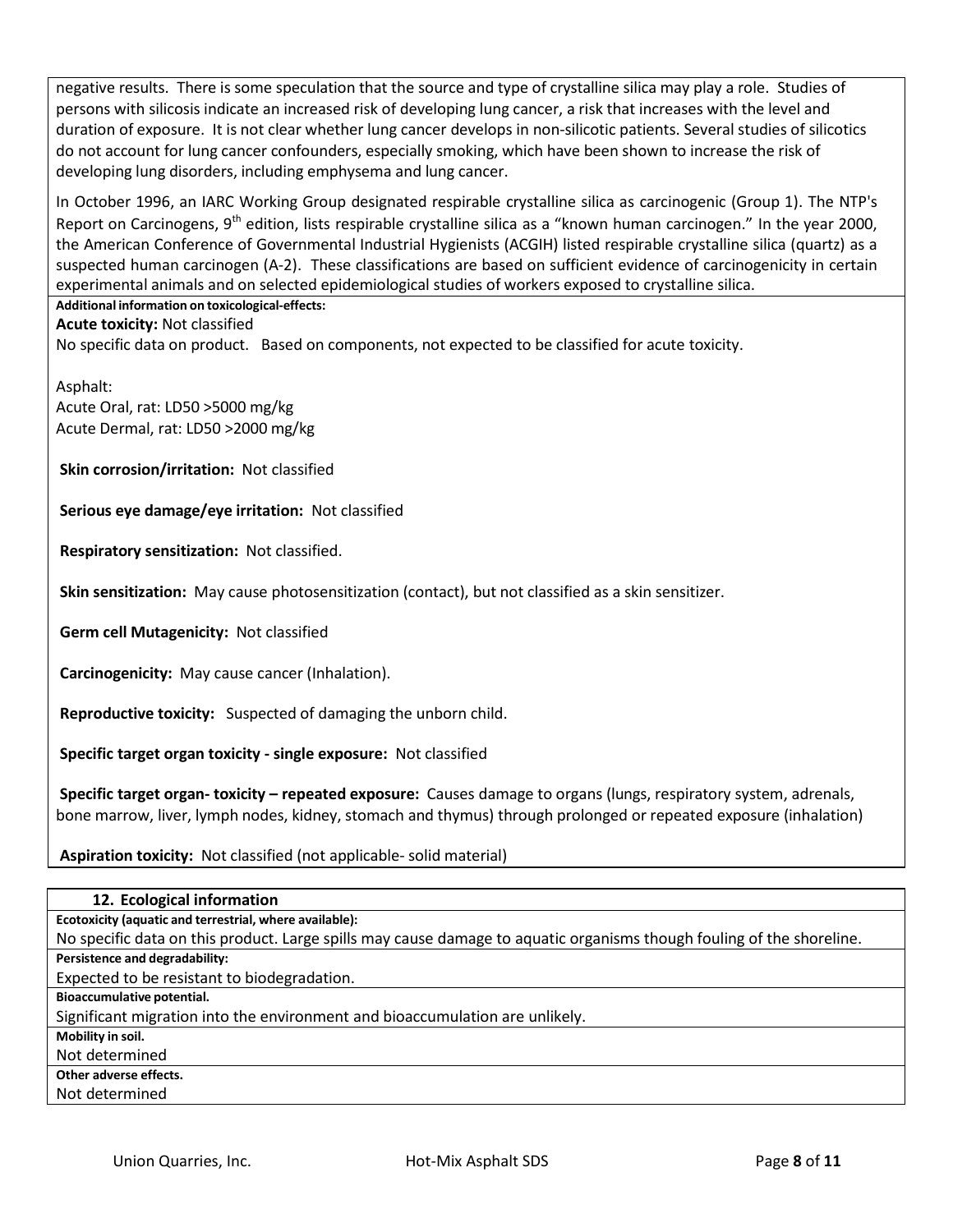negative results. There is some speculation that the source and type of crystalline silica may play a role. Studies of persons with silicosis indicate an increased risk of developing lung cancer, a risk that increases with the level and duration of exposure. It is not clear whether lung cancer develops in non-silicotic patients. Several studies of silicotics do not account for lung cancer confounders, especially smoking, which have been shown to increase the risk of developing lung disorders, including emphysema and lung cancer.

In October 1996, an IARC Working Group designated respirable crystalline silica as carcinogenic (Group 1). The NTP's Report on Carcinogens, 9th edition, lists respirable crystalline silica as a "known human carcinogen." In the year 2000, the American Conference of Governmental Industrial Hygienists (ACGIH) listed respirable crystalline silica (quartz) as a suspected human carcinogen (A-2). These classifications are based on sufficient evidence of carcinogenicity in certain experimental animals and on selected epidemiological studies of workers exposed to crystalline silica.

**Additional information on toxicological-effects:**

**Acute toxicity:** Not classified

No specific data on product. Based on components, not expected to be classified for acute toxicity.

Asphalt:
Acute Oral, rat: LD50 >5000 mg/kg
Acute Dermal, rat: LD50 >2000 mg/kg

**Skin corrosion/irritation:** Not classified

**Serious eye damage/eye irritation:** Not classified

**Respiratory sensitization:** Not classified.

**Skin sensitization:** May cause photosensitization (contact), but not classified as a skin sensitizer.

**Germ cell Mutagenicity:** Not classified

**Carcinogenicity:** May cause cancer (Inhalation).

**Reproductive toxicity:** Suspected of damaging the unborn child.

**Specific target organ toxicity - single exposure:** Not classified

**Specific target organ- toxicity – repeated exposure:** Causes damage to organs (lungs, respiratory system, adrenals, bone marrow, liver, lymph nodes, kidney, stomach and thymus) through prolonged or repeated exposure (inhalation)

**Aspiration toxicity:** Not classified (not applicable- solid material)

## 12. Ecological information

**Ecotoxicity (aquatic and terrestrial, where available):**

No specific data on this product. Large spills may cause damage to aquatic organisms though fouling of the shoreline.

**Persistence and degradability:**

Expected to be resistant to biodegradation.

**Bioaccumulative potential.**

Significant migration into the environment and bioaccumulation are unlikely.

**Mobility in soil.**

Not determined

**Other adverse effects.**

Not determined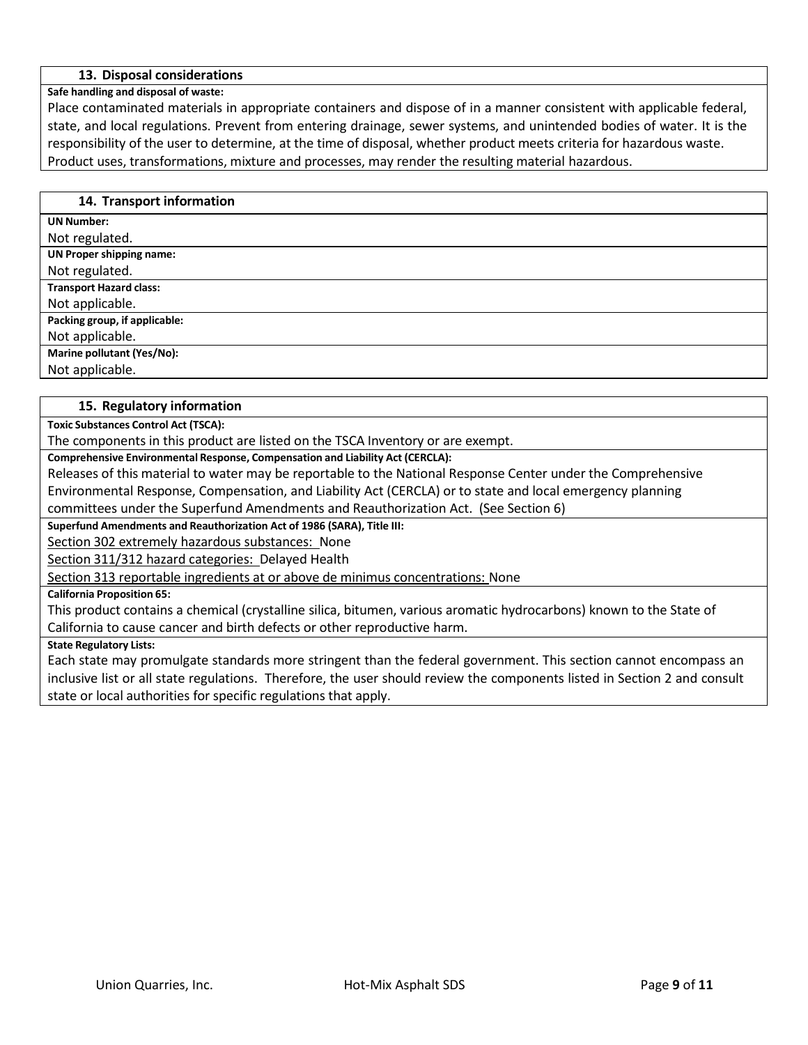## 13. Disposal considerations

**Safe handling and disposal of waste:**

Place contaminated materials in appropriate containers and dispose of in a manner consistent with applicable federal, state, and local regulations. Prevent from entering drainage, sewer systems, and unintended bodies of water. It is the responsibility of the user to determine, at the time of disposal, whether product meets criteria for hazardous waste. Product uses, transformations, mixture and processes, may render the resulting material hazardous.

## 14. Transport information

**UN Number:**

Not regulated.

**UN Proper shipping name:**

Not regulated.

**Transport Hazard class:**

Not applicable.

**Packing group, if applicable:**

Not applicable.

**Marine pollutant (Yes/No):**

Not applicable.

## 15. Regulatory information

**Toxic Substances Control Act (TSCA):**

The components in this product are listed on the TSCA Inventory or are exempt.

**Comprehensive Environmental Response, Compensation and Liability Act (CERCLA):**

Releases of this material to water may be reportable to the National Response Center under the Comprehensive Environmental Response, Compensation, and Liability Act (CERCLA) or to state and local emergency planning committees under the Superfund Amendments and Reauthorization Act. (See Section 6)

**Superfund Amendments and Reauthorization Act of 1986 (SARA), Title III:**

Section 302 extremely hazardous substances: None

Section 311/312 hazard categories: Delayed Health

Section 313 reportable ingredients at or above de minimus concentrations: None

**California Proposition 65:**

This product contains a chemical (crystalline silica, bitumen, various aromatic hydrocarbons) known to the State of California to cause cancer and birth defects or other reproductive harm.

**State Regulatory Lists:**

Each state may promulgate standards more stringent than the federal government. This section cannot encompass an inclusive list or all state regulations. Therefore, the user should review the components listed in Section 2 and consult state or local authorities for specific regulations that apply.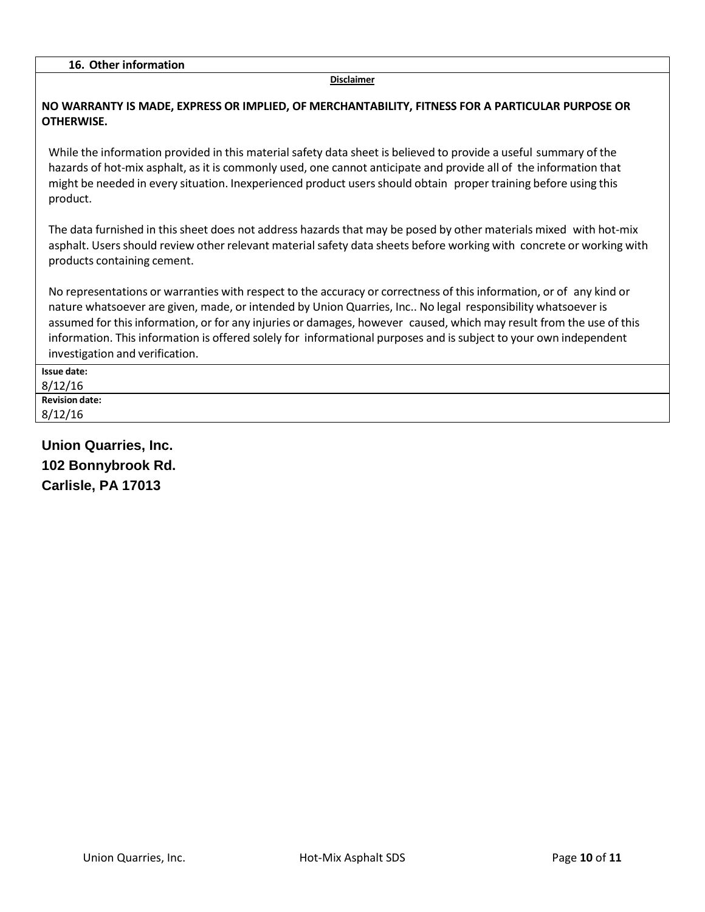## 16. Other information

**Disclaimer**

**NO WARRANTY IS MADE, EXPRESS OR IMPLIED, OF MERCHANTABILITY, FITNESS FOR A PARTICULAR PURPOSE OR OTHERWISE.**

While the information provided in this material safety data sheet is believed to provide a useful summary of the hazards of hot-mix asphalt, as it is commonly used, one cannot anticipate and provide all of the information that might be needed in every situation. Inexperienced product users should obtain proper training before using this product.

The data furnished in this sheet does not address hazards that may be posed by other materials mixed with hot-mix asphalt. Users should review other relevant material safety data sheets before working with concrete or working with products containing cement.

No representations or warranties with respect to the accuracy or correctness of this information, or of any kind or nature whatsoever are given, made, or intended by Union Quarries, Inc.. No legal responsibility whatsoever is assumed for this information, or for any injuries or damages, however caused, which may result from the use of this information. This information is offered solely for informational purposes and is subject to your own independent investigation and verification.

**Issue date:**
8/12/16

**Revision date:**
8/12/16

**Union Quarries, Inc.**
**102 Bonnybrook Rd.**
**Carlisle, PA 17013**